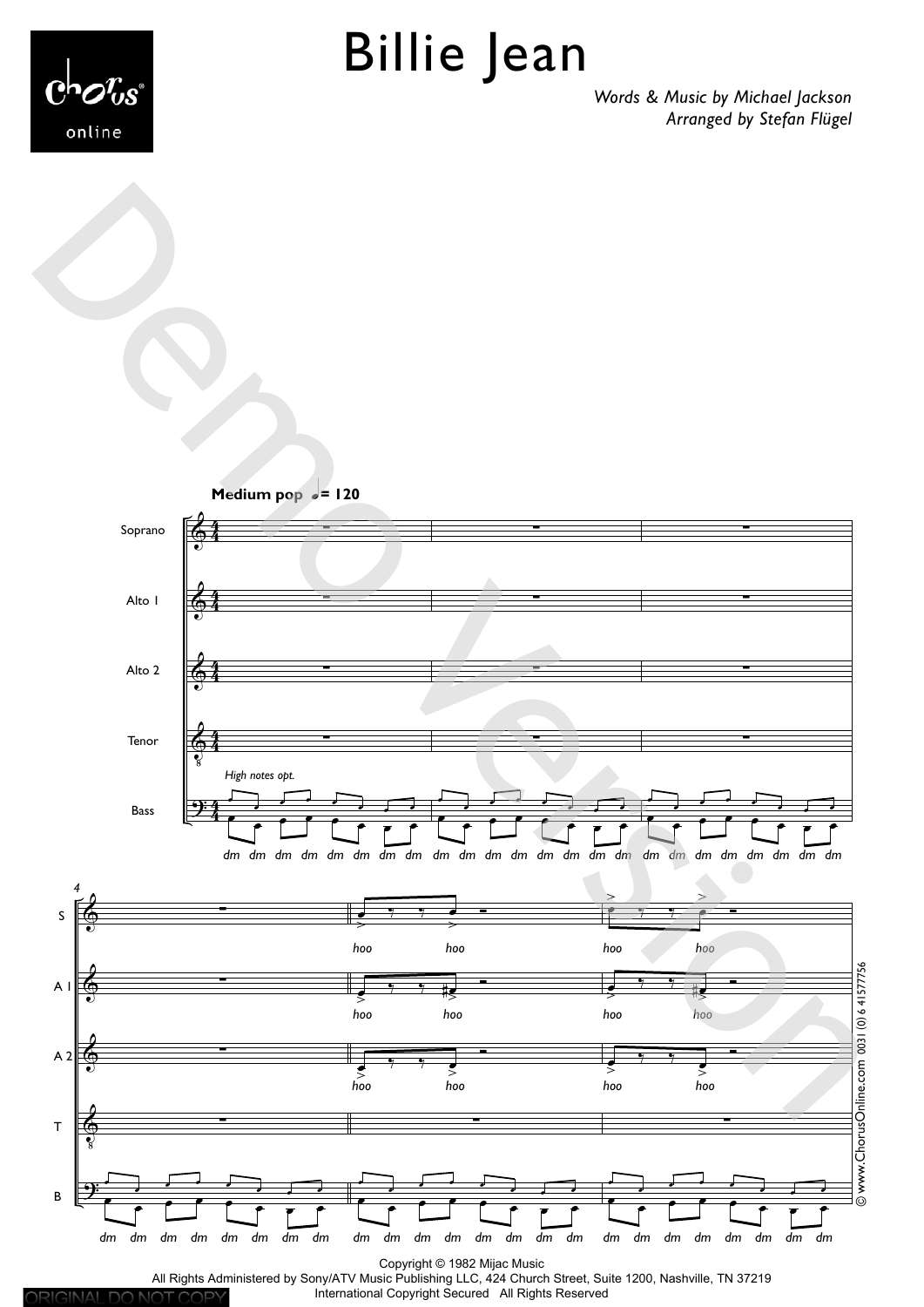# Billie Jean

*Words & Music by Michael Jackson*
*Arranged by Stefan Flügel*

Copyright © 1982 Mijac Music
All Rights Administered by Sony/ATV Music Publishing LLC, 424 Church Street, Suite 1200, Nashville, TN 37219
International Copyright Secured All Rights Reserved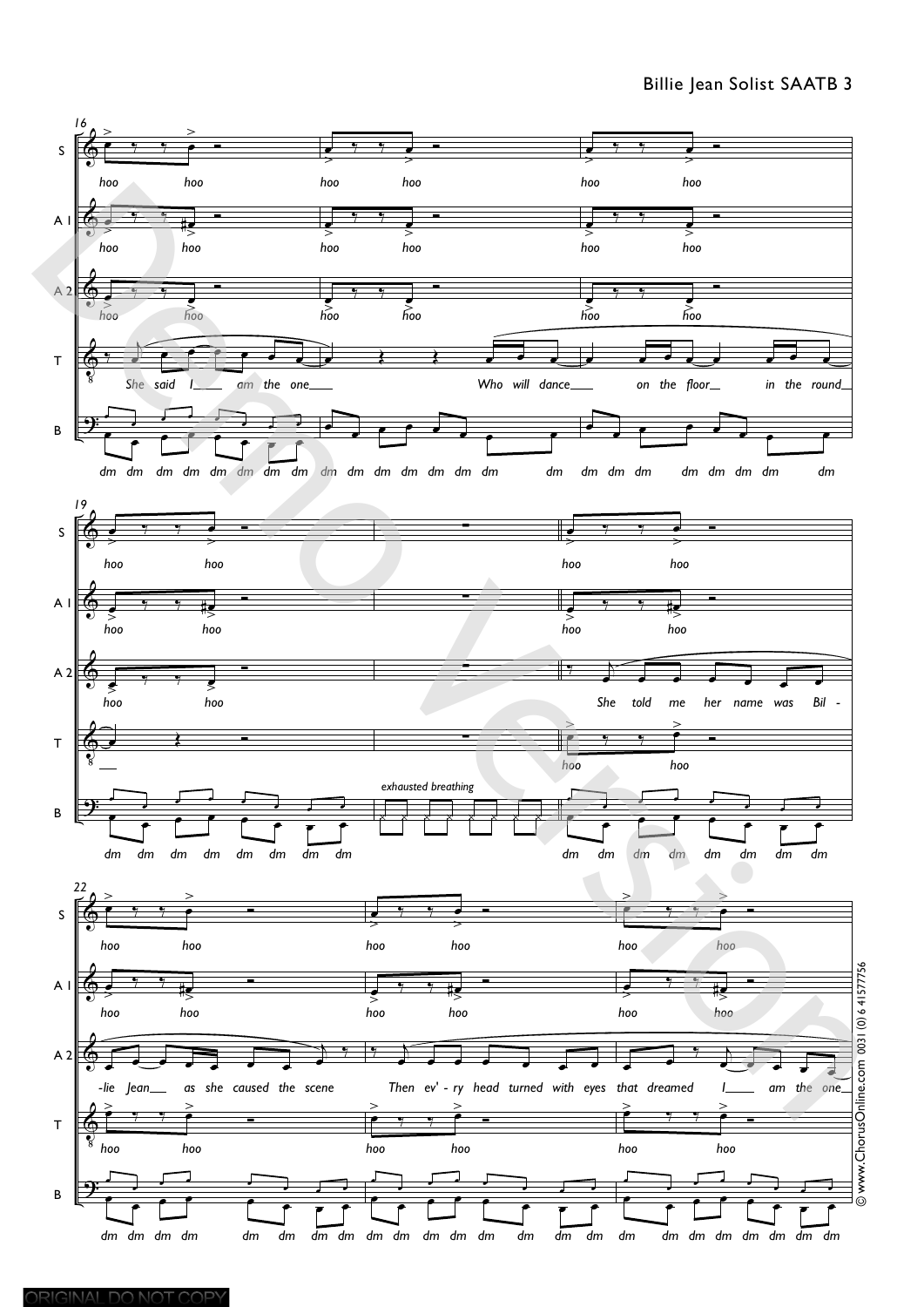**16**

S: hoo hoo hoo hoo hoo hoo

A 1: hoo hoo hoo hoo hoo hoo

A 2: hoo hoo hoo hoo hoo hoo

T: She said I___ am the one___ Who will dance___ on the floor__ in the round__

B: dm dm dm dm dm dm dm dm dm dm dm dm dm dm dm dm dm dm dm dm dm dm dm dm

**19**

S: hoo hoo hoo hoo

A 1: hoo hoo hoo hoo

A 2: hoo hoo She told me her name was Bil -

T: ___ hoo hoo

B: dm dm dm dm dm dm dm dm *exhausted breathing* dm dm dm dm dm dm dm dm

**22**

S: hoo hoo hoo hoo hoo hoo

A 1: hoo hoo hoo hoo hoo hoo

A 2: -lie Jean___ as she caused the scene Then ev' - ry head turned with eyes that dreamed I____ am the one__

T: hoo hoo hoo hoo hoo hoo

B: dm dm dm dm dm dm dm dm dm dm dm dm dm dm dm dm dm dm dm dm dm dm dm dm

© www.ChorusOnline.com 0031 (0) 6 41577756

ORIGINAL DO NOT COPY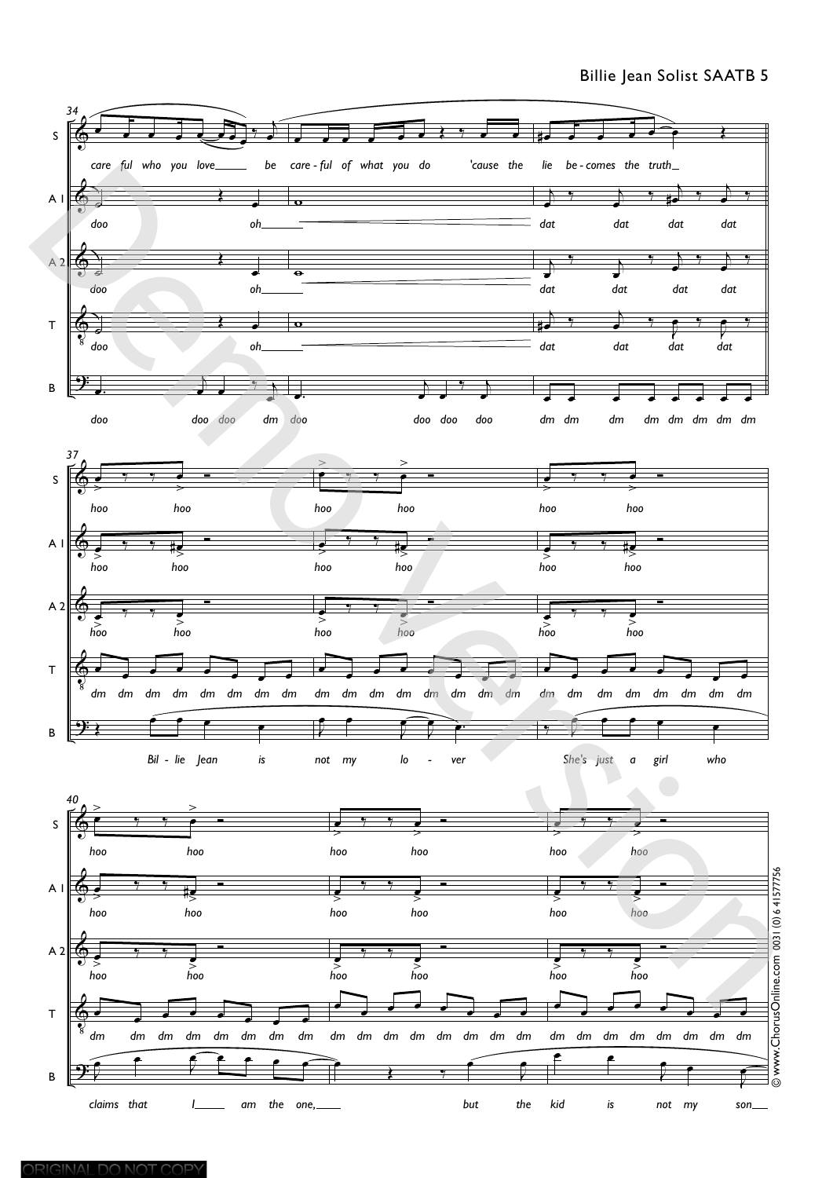**34**

S: care ful who you love___ be care - ful of what you do 'cause the lie be - comes the truth__

A I: doo oh___ dat dat dat dat

A 2: doo oh___ dat dat dat dat

T: doo oh___ dat dat dat dat

B: doo doo doo dm doo doo doo doo dm dm dm dm dm dm dm dm

**37**

S: hoo hoo hoo hoo hoo hoo

A I: hoo hoo hoo hoo hoo hoo

A 2: hoo hoo hoo hoo hoo hoo

T: dm dm dm dm dm dm dm dm dm dm dm dm dm dm dm dm dm dm dm dm dm dm dm dm

B: Bil - lie Jean is not my lo - ver She's just a girl who

**40**

S: hoo hoo hoo hoo hoo hoo

A I: hoo hoo hoo hoo hoo hoo

A 2: hoo hoo hoo hoo hoo hoo

T: dm dm dm dm dm dm dm dm dm dm dm dm dm dm dm dm dm dm dm dm dm dm dm dm

B: claims that I___ am the one,___ but the kid is not my son___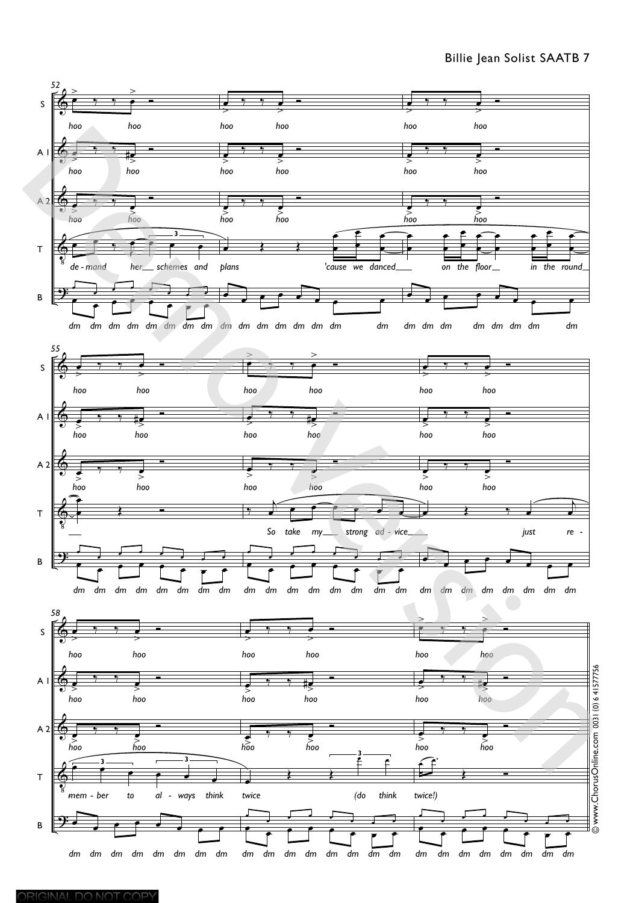52

S: *hoo hoo hoo hoo hoo hoo*

A 1: *hoo hoo hoo hoo hoo hoo*

A 2: *hoo hoo hoo hoo hoo hoo*

T: *de - mand her schemes and plans 'cause we danced on the floor in the round*

B: *dm dm dm dm dm dm dm dm dm dm dm dm dm dm dm dm dm dm dm dm dm dm dm dm*

55

S: *hoo hoo hoo hoo hoo hoo*

A 1: *hoo hoo hoo hoo hoo hoo*

A 2: *hoo hoo hoo hoo hoo hoo*

T: *So take my strong ad - vice just re -*

B: *dm dm dm dm dm dm dm dm dm dm dm dm dm dm dm dm dm dm dm dm dm dm dm dm*

58

S: *hoo hoo hoo hoo hoo hoo*

A 1: *hoo hoo hoo hoo hoo hoo*

A 2: *hoo hoo hoo hoo hoo hoo*

T: *mem - ber to al - ways think twice (do think twice!)*

B: *dm dm dm dm dm dm dm dm dm dm dm dm dm dm dm dm dm dm dm dm dm dm dm dm*

© www.ChorusOnline.com 0031 (0) 6 41577756

ORIGINAL DO NOT COPY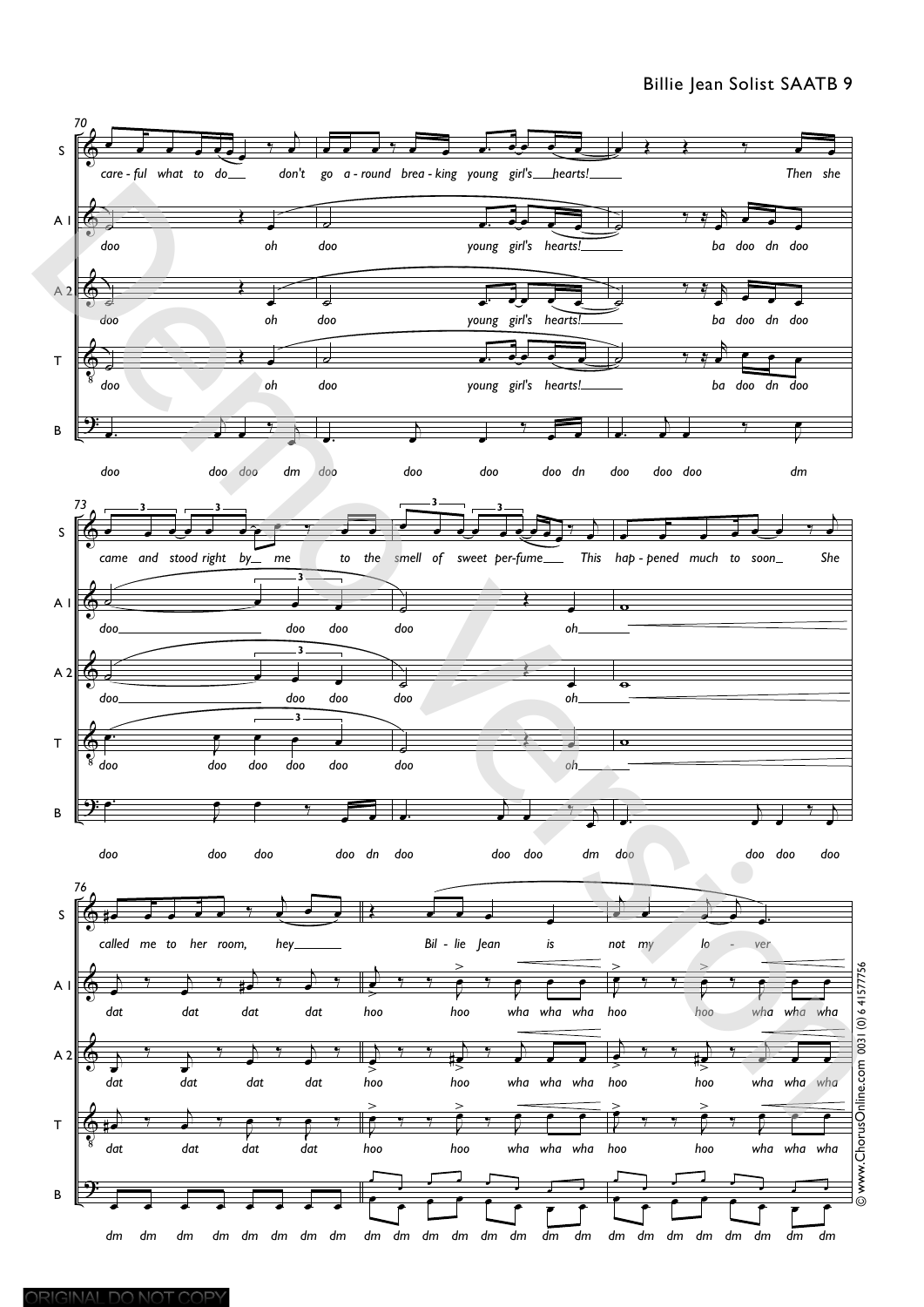Billie Jean Solist SAATB 9

70

S: care - ful what to do don't go a - round brea - king young girl's hearts! Then she

A 1: doo oh doo young girl's hearts! ba doo dn doo

A 2: doo oh doo young girl's hearts! ba doo dn doo

T: doo oh doo young girl's hearts! ba doo dn doo

B: doo doo doo dm doo doo doo doo dn doo doo doo dm

73

S: came and stood right by me to the smell of sweet per-fume This hap - pened much to soon She

A 1: doo doo doo doo oh

A 2: doo doo doo doo oh

T: doo doo doo doo doo doo oh

B: doo doo doo doo dn doo doo doo dm doo doo doo doo

76

S: called me to her room, hey Bil - lie Jean is not my lo - ver

A 1: dat dat dat dat hoo hoo wha wha wha hoo hoo wha wha wha

A 2: dat dat dat dat hoo hoo wha wha wha hoo hoo wha wha wha

T: dat dat dat dat hoo hoo wha wha wha hoo hoo wha wha wha

B: dm dm dm dm dm dm dm dm dm dm dm dm dm dm dm dm dm dm dm dm dm dm dm dm

© www.ChorusOnline.com 0031 (0) 6 41577756

ORIGINAL DO NOT COPY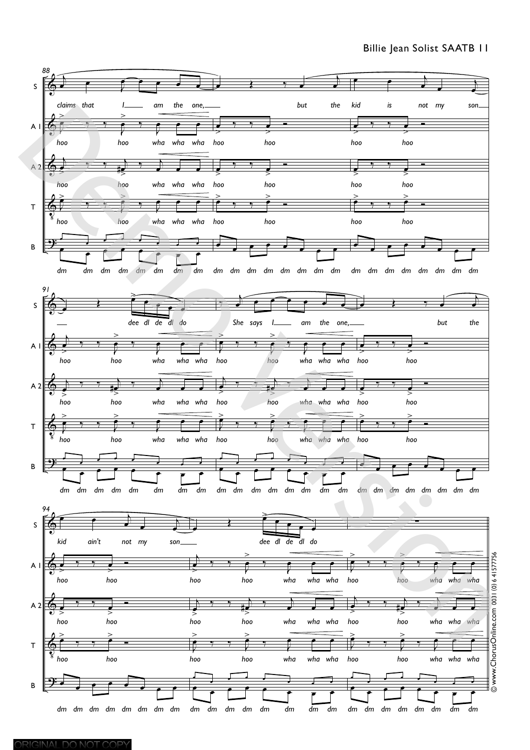**88**

S: *claims that I___ am the one,___ but the kid is not my son___*

A 1: *hoo hoo wha wha wha hoo hoo hoo hoo*

A 2: *hoo hoo wha wha wha hoo hoo hoo hoo*

T: *hoo hoo wha wha wha hoo hoo hoo hoo*

B: *dm dm dm dm dm dm dm dm dm dm dm dm dm dm dm dm dm dm dm dm dm dm dm dm*

**91**

S: *___ dee dl de dl do She says I___ am the one,___ but the*

A 1: *hoo hoo wha wha wha hoo hoo wha wha wha hoo hoo*

A 2: *hoo hoo wha wha wha hoo hoo wha wha wha hoo hoo*

T: *hoo hoo wha wha wha hoo hoo wha wha wha hoo hoo*

B: *dm dm dm dm dm dm dm dm dm dm dm dm dm dm dm dm dm dm dm dm dm dm dm dm*

**94**

S: *kid ain't not my son___ dee dl de dl do*

A 1: *hoo hoo hoo hoo wha wha wha hoo hoo wha wha wha*

A 2: *hoo hoo hoo hoo wha wha wha hoo hoo wha wha wha*

T: *hoo hoo hoo hoo wha wha wha hoo hoo wha wha wha*

B: *dm dm dm dm dm dm dm dm dm dm dm dm dm dm dm dm dm dm dm dm dm dm dm dm*

© www.ChorusOnline.com 0031 (0) 6 41577756

ORIGINAL DO NOT COPY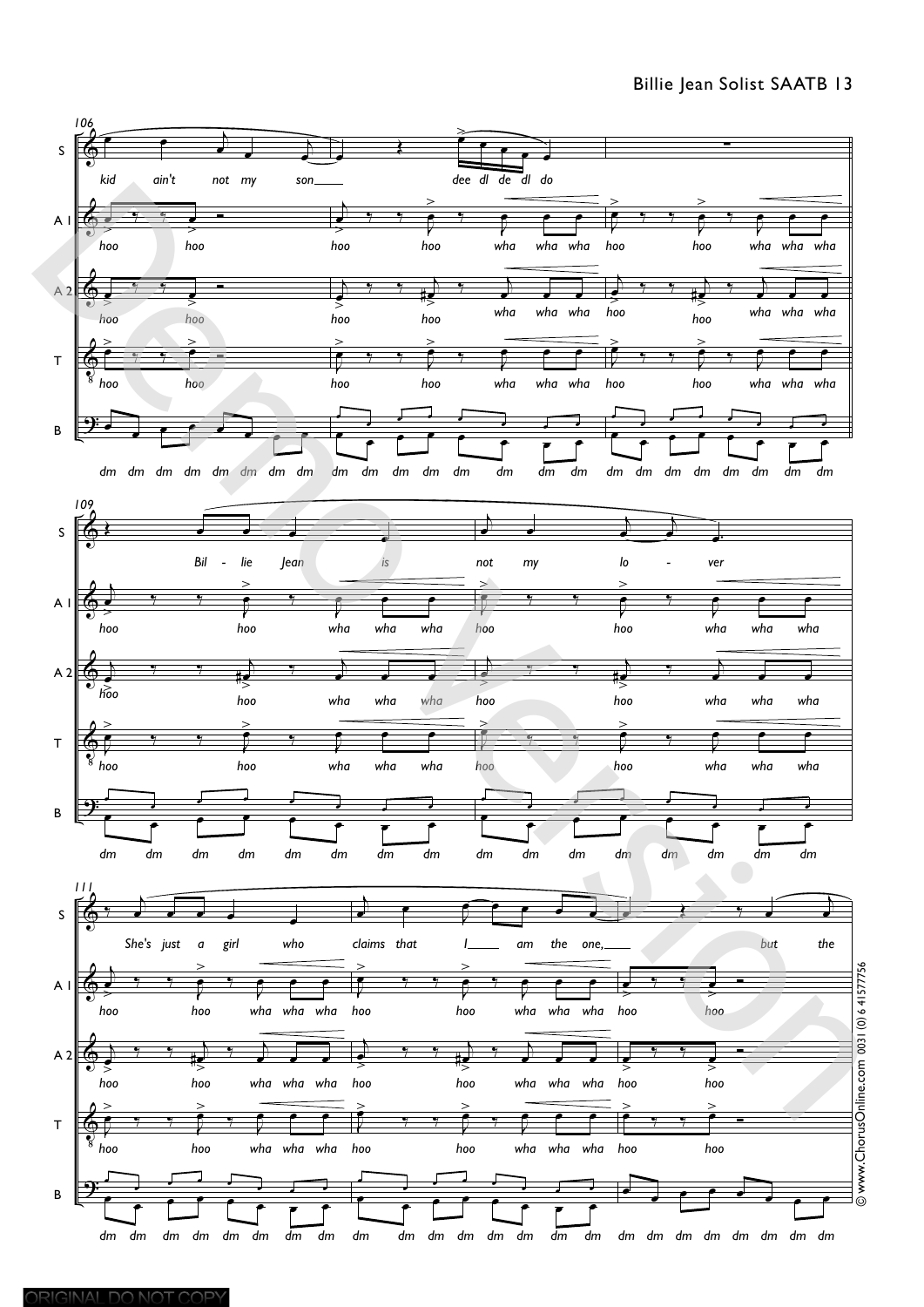106

S: kid ain't not my son____ dee dl de dl do

A 1: hoo hoo hoo hoo wha wha wha hoo hoo wha wha wha

A 2: hoo hoo hoo hoo wha wha wha hoo hoo wha wha wha

T: hoo hoo hoo hoo wha wha wha hoo hoo wha wha wha

B: dm dm dm dm dm dm dm dm dm dm dm dm dm dm dm dm dm dm dm dm dm dm dm dm

109

S: Bil - lie Jean is not my lo - ver

A 1: hoo hoo wha wha wha hoo hoo wha wha wha

A 2: hoo hoo wha wha wha hoo hoo wha wha wha

T: hoo hoo wha wha wha hoo hoo wha wha wha

B: dm dm dm dm dm dm dm dm dm dm dm dm dm dm dm dm

111

S: She's just a girl who claims that I____ am the one,____ but the

A 1: hoo hoo wha wha wha hoo hoo wha wha wha hoo hoo

A 2: hoo hoo wha wha wha hoo hoo wha wha wha hoo hoo

T: hoo hoo wha wha wha hoo hoo wha wha wha hoo hoo

B: dm dm dm dm dm dm dm dm dm dm dm dm dm dm dm dm dm dm dm dm dm dm dm dm

© www.ChorusOnline.com 0031 (0) 6 41577756